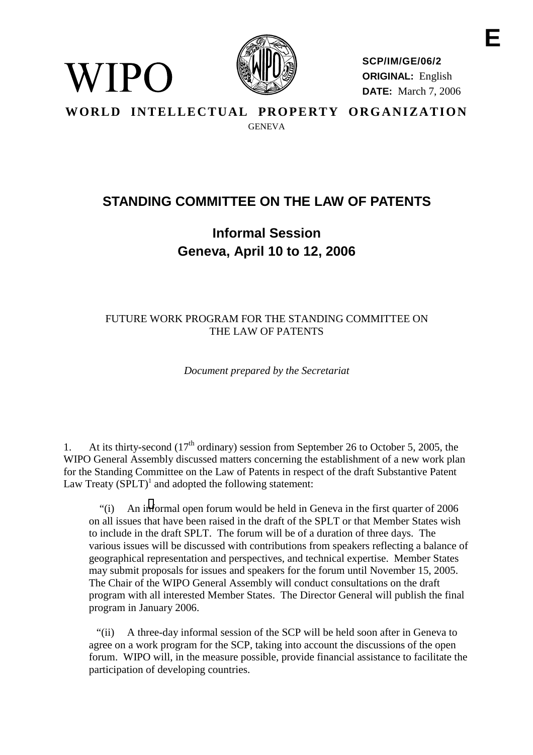E

WIPO

SCP/IM/GE/06/2
ORIGINAL: English
DATE: March 7, 2006

WORLD INTELLECTUAL PROPERTY ORGANIZATION
GENEVA

# STANDING COMMITTEE ON THE LAW OF PATENTS

## Informal Session
## Geneva, April 10 to 12, 2006

FUTURE WORK PROGRAM FOR THE STANDING COMMITTEE ON THE LAW OF PATENTS

*Document prepared by the Secretariat*

1. At its thirty-second (17th ordinary) session from September 26 to October 5, 2005, the WIPO General Assembly discussed matters concerning the establishment of a new work plan for the Standing Committee on the Law of Patents in respect of the draft Substantive Patent Law Treaty (SPLT)[1] and adopted the following statement:

> "(i) An informal open forum would be held in Geneva in the first quarter of 2006 on all issues that have been raised in the draft of the SPLT or that Member States wish to include in the draft SPLT. The forum will be of a duration of three days. The various issues will be discussed with contributions from speakers reflecting a balance of geographical representation and perspectives, and technical expertise. Member States may submit proposals for issues and speakers for the forum until November 15, 2005. The Chair of the WIPO General Assembly will conduct consultations on the draft program with all interested Member States. The Director General will publish the final program in January 2006.

> "(ii) A three-day informal session of the SCP will be held soon after in Geneva to agree on a work program for the SCP, taking into account the discussions of the open forum. WIPO will, in the measure possible, provide financial assistance to facilitate the participation of developing countries.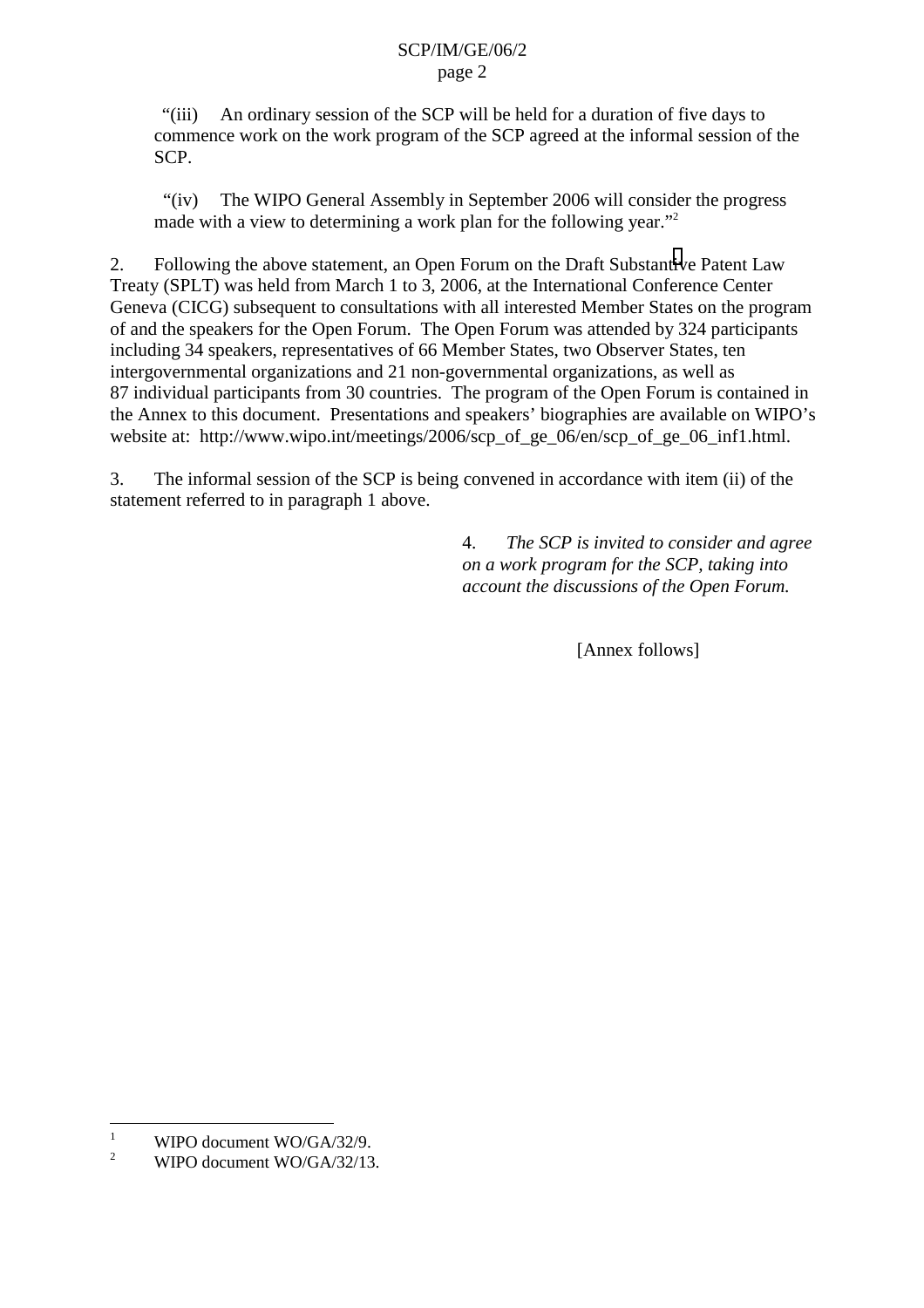"(iii) An ordinary session of the SCP will be held for a duration of five days to commence work on the work program of the SCP agreed at the informal session of the SCP.

"(iv) The WIPO General Assembly in September 2006 will consider the progress made with a view to determining a work plan for the following year."[2]

2. Following the above statement, an Open Forum on the Draft Substantive Patent Law Treaty (SPLT) was held from March 1 to 3, 2006, at the International Conference Center Geneva (CICG) subsequent to consultations with all interested Member States on the program of and the speakers for the Open Forum. The Open Forum was attended by 324 participants including 34 speakers, representatives of 66 Member States, two Observer States, ten intergovernmental organizations and 21 non-governmental organizations, as well as 87 individual participants from 30 countries. The program of the Open Forum is contained in the Annex to this document. Presentations and speakers' biographies are available on WIPO's website at: http://www.wipo.int/meetings/2006/scp_of_ge_06/en/scp_of_ge_06_inf1.html.

3. The informal session of the SCP is being convened in accordance with item (ii) of the statement referred to in paragraph 1 above.

4. *The SCP is invited to consider and agree on a work program for the SCP, taking into account the discussions of the Open Forum.*

[Annex follows]

---

[1] WIPO document WO/GA/32/9.

[2] WIPO document WO/GA/32/13.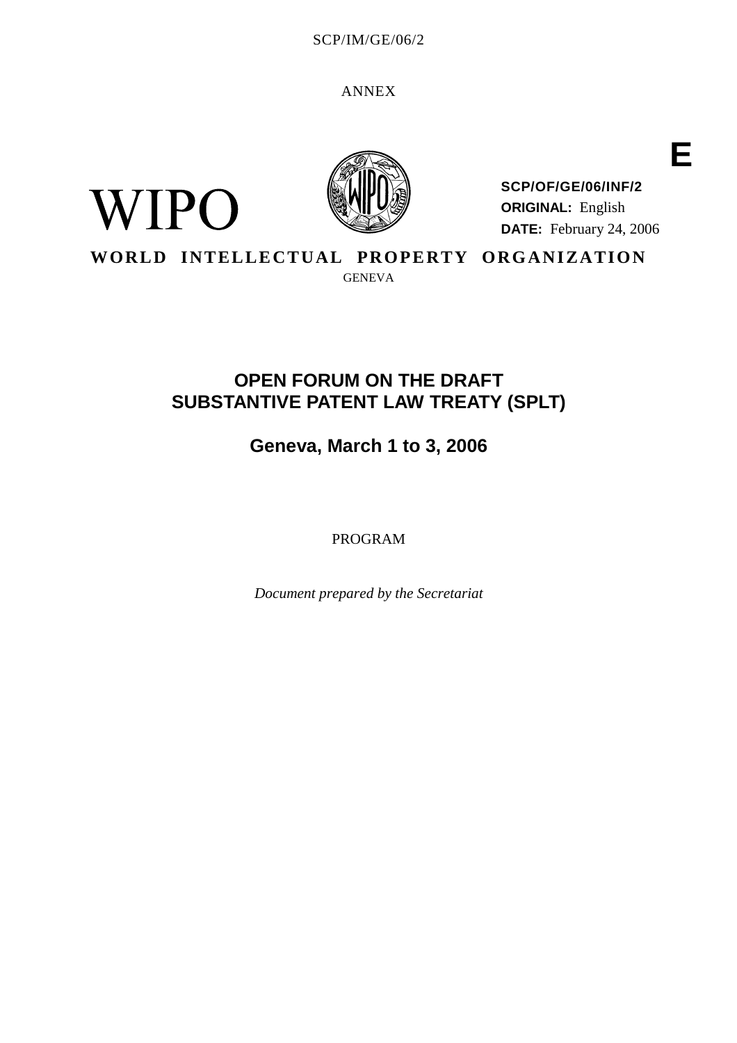SCP/IM/GE/06/2

ANNEX

E

WIPO

**SCP/OF/GE/06/INF/2**
**ORIGINAL:** English
**DATE:** February 24, 2006

**WORLD INTELLECTUAL PROPERTY ORGANIZATION**
GENEVA

# OPEN FORUM ON THE DRAFT SUBSTANTIVE PATENT LAW TREATY (SPLT)

## Geneva, March 1 to 3, 2006

PROGRAM

*Document prepared by the Secretariat*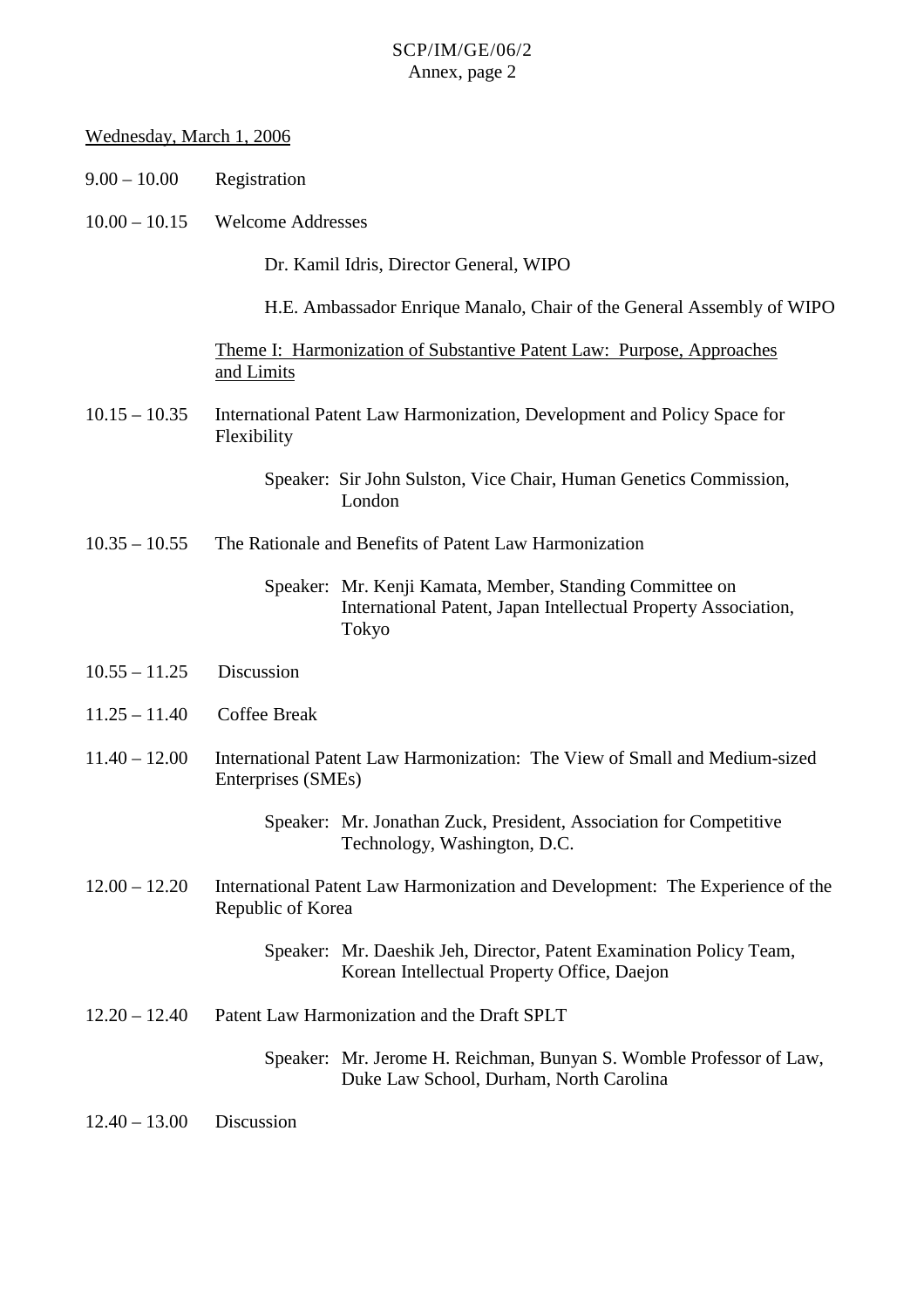Wednesday, March 1, 2006

9.00 – 10.00 Registration

10.00 – 10.15 Welcome Addresses

Dr. Kamil Idris, Director General, WIPO

H.E. Ambassador Enrique Manalo, Chair of the General Assembly of WIPO

Theme I: Harmonization of Substantive Patent Law: Purpose, Approaches and Limits

10.15 – 10.35 International Patent Law Harmonization, Development and Policy Space for Flexibility

Speaker: Sir John Sulston, Vice Chair, Human Genetics Commission, London

10.35 – 10.55 The Rationale and Benefits of Patent Law Harmonization

Speaker: Mr. Kenji Kamata, Member, Standing Committee on International Patent, Japan Intellectual Property Association, Tokyo

10.55 – 11.25 Discussion

11.25 – 11.40 Coffee Break

11.40 – 12.00 International Patent Law Harmonization: The View of Small and Medium-sized Enterprises (SMEs)

Speaker: Mr. Jonathan Zuck, President, Association for Competitive Technology, Washington, D.C.

12.00 – 12.20 International Patent Law Harmonization and Development: The Experience of the Republic of Korea

Speaker: Mr. Daeshik Jeh, Director, Patent Examination Policy Team, Korean Intellectual Property Office, Daejon

12.20 – 12.40 Patent Law Harmonization and the Draft SPLT

Speaker: Mr. Jerome H. Reichman, Bunyan S. Womble Professor of Law, Duke Law School, Durham, North Carolina

12.40 – 13.00 Discussion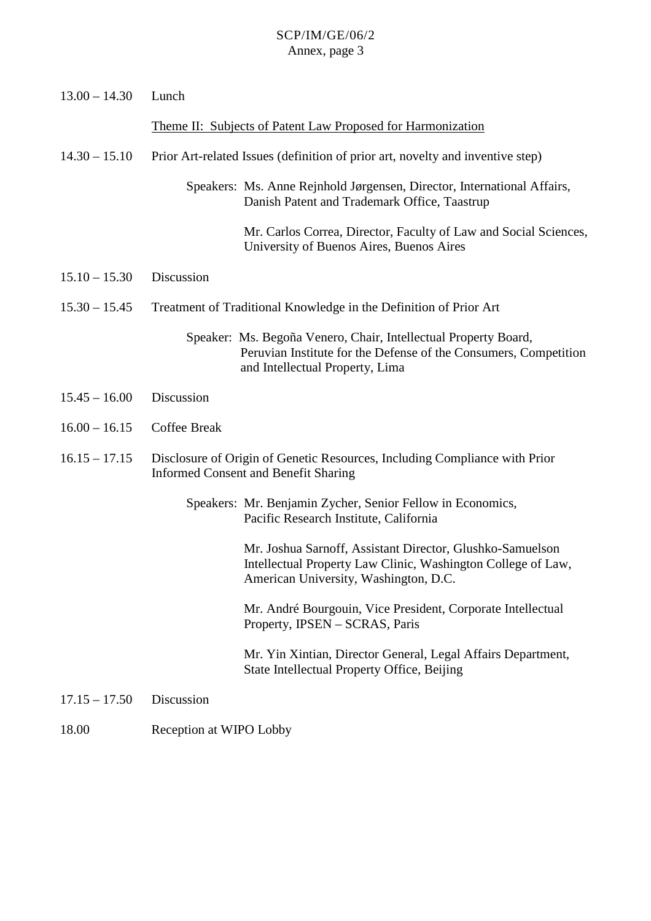13.00 – 14.30 Lunch

<u>Theme II: Subjects of Patent Law Proposed for Harmonization</u>

14.30 – 15.10 Prior Art-related Issues (definition of prior art, novelty and inventive step)

Speakers: Ms. Anne Rejnhold Jørgensen, Director, International Affairs, Danish Patent and Trademark Office, Taastrup

Mr. Carlos Correa, Director, Faculty of Law and Social Sciences, University of Buenos Aires, Buenos Aires

15.10 – 15.30 Discussion

15.30 – 15.45 Treatment of Traditional Knowledge in the Definition of Prior Art

Speaker: Ms. Begoña Venero, Chair, Intellectual Property Board, Peruvian Institute for the Defense of the Consumers, Competition and Intellectual Property, Lima

15.45 – 16.00 Discussion

16.00 – 16.15 Coffee Break

16.15 – 17.15 Disclosure of Origin of Genetic Resources, Including Compliance with Prior Informed Consent and Benefit Sharing

Speakers: Mr. Benjamin Zycher, Senior Fellow in Economics, Pacific Research Institute, California

Mr. Joshua Sarnoff, Assistant Director, Glushko-Samuelson Intellectual Property Law Clinic, Washington College of Law, American University, Washington, D.C.

Mr. André Bourgouin, Vice President, Corporate Intellectual Property, IPSEN – SCRAS, Paris

Mr. Yin Xintian, Director General, Legal Affairs Department, State Intellectual Property Office, Beijing

17.15 – 17.50 Discussion

18.00 Reception at WIPO Lobby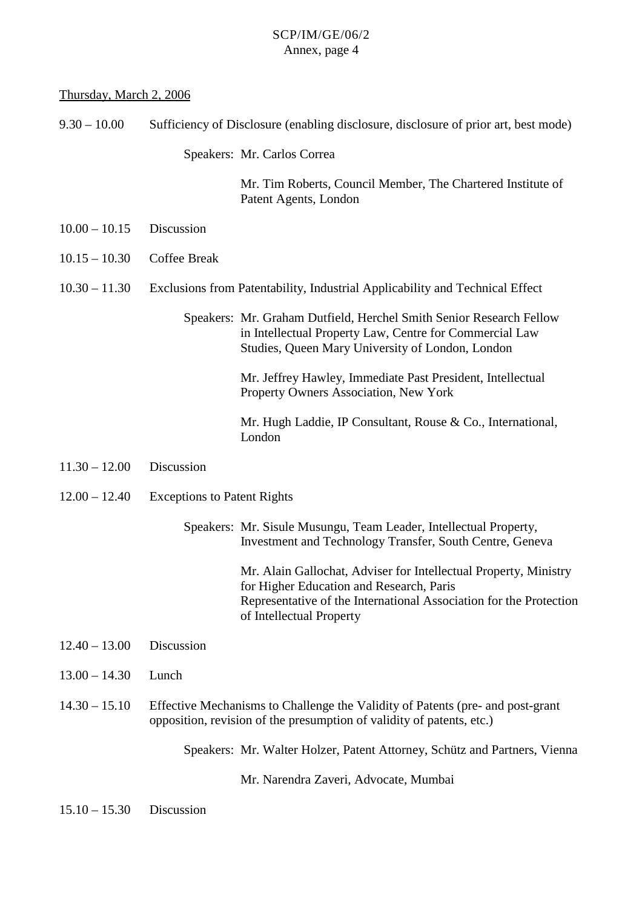Thursday, March 2, 2006

9.30 – 10.00 Sufficiency of Disclosure (enabling disclosure, disclosure of prior art, best mode)

Speakers: Mr. Carlos Correa

Mr. Tim Roberts, Council Member, The Chartered Institute of Patent Agents, London

10.00 – 10.15 Discussion

10.15 – 10.30 Coffee Break

10.30 – 11.30 Exclusions from Patentability, Industrial Applicability and Technical Effect

Speakers: Mr. Graham Dutfield, Herchel Smith Senior Research Fellow in Intellectual Property Law, Centre for Commercial Law Studies, Queen Mary University of London, London

Mr. Jeffrey Hawley, Immediate Past President, Intellectual Property Owners Association, New York

Mr. Hugh Laddie, IP Consultant, Rouse & Co., International, London

11.30 – 12.00 Discussion

12.00 – 12.40 Exceptions to Patent Rights

Speakers: Mr. Sisule Musungu, Team Leader, Intellectual Property, Investment and Technology Transfer, South Centre, Geneva

Mr. Alain Gallochat, Adviser for Intellectual Property, Ministry for Higher Education and Research, Paris
Representative of the International Association for the Protection of Intellectual Property

12.40 – 13.00 Discussion

13.00 – 14.30 Lunch

14.30 – 15.10 Effective Mechanisms to Challenge the Validity of Patents (pre- and post-grant opposition, revision of the presumption of validity of patents, etc.)

Speakers: Mr. Walter Holzer, Patent Attorney, Schütz and Partners, Vienna

Mr. Narendra Zaveri, Advocate, Mumbai

15.10 – 15.30 Discussion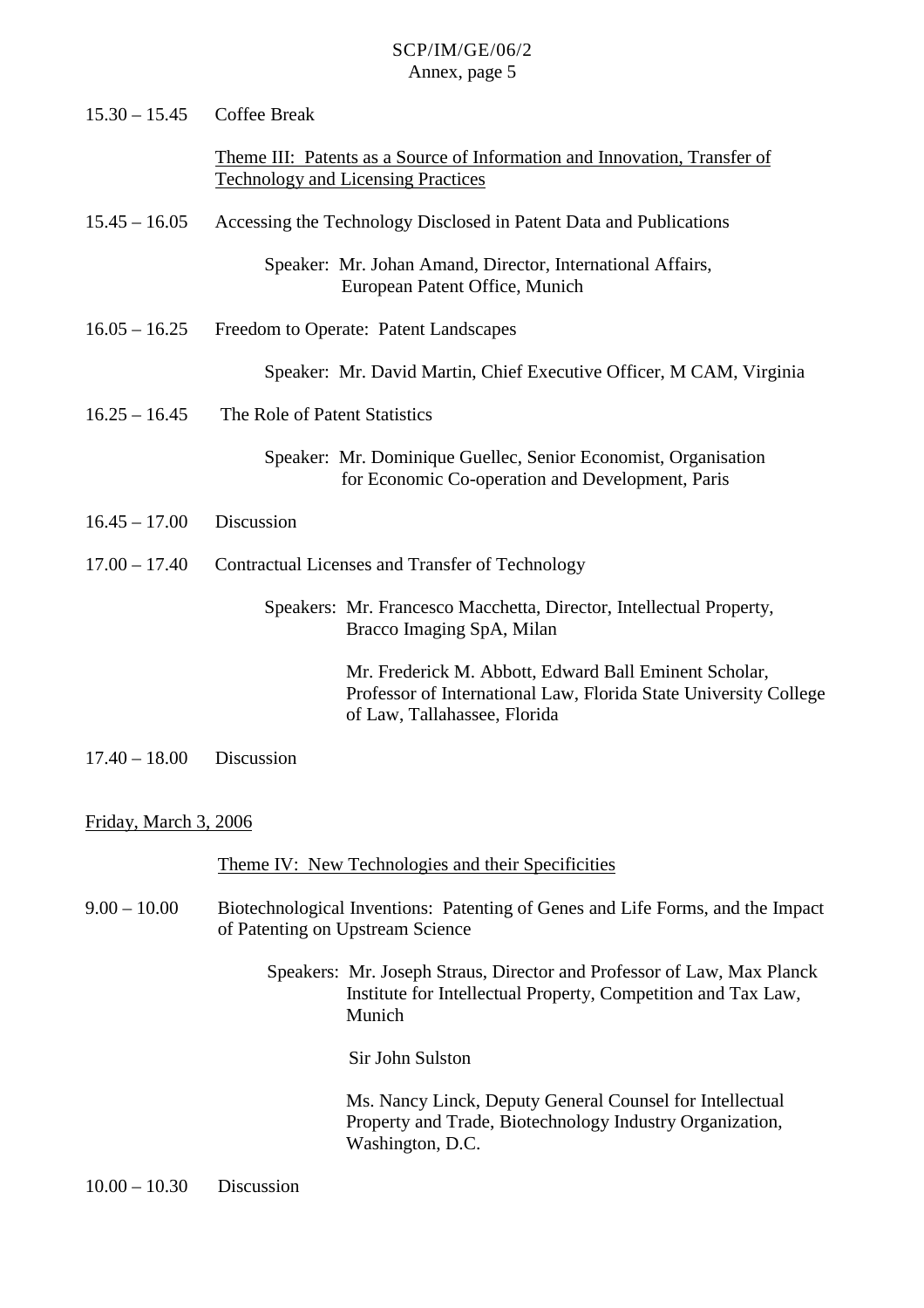15.30 – 15.45 Coffee Break

Theme III: Patents as a Source of Information and Innovation, Transfer of Technology and Licensing Practices

15.45 – 16.05 Accessing the Technology Disclosed in Patent Data and Publications

Speaker: Mr. Johan Amand, Director, International Affairs, European Patent Office, Munich

16.05 – 16.25 Freedom to Operate: Patent Landscapes

Speaker: Mr. David Martin, Chief Executive Officer, M CAM, Virginia

16.25 – 16.45 The Role of Patent Statistics

Speaker: Mr. Dominique Guellec, Senior Economist, Organisation for Economic Co-operation and Development, Paris

16.45 – 17.00 Discussion

17.00 – 17.40 Contractual Licenses and Transfer of Technology

Speakers: Mr. Francesco Macchetta, Director, Intellectual Property, Bracco Imaging SpA, Milan

Mr. Frederick M. Abbott, Edward Ball Eminent Scholar, Professor of International Law, Florida State University College of Law, Tallahassee, Florida

17.40 – 18.00 Discussion

Friday, March 3, 2006

Theme IV: New Technologies and their Specificities

9.00 – 10.00 Biotechnological Inventions: Patenting of Genes and Life Forms, and the Impact of Patenting on Upstream Science

Speakers: Mr. Joseph Straus, Director and Professor of Law, Max Planck Institute for Intellectual Property, Competition and Tax Law, Munich

Sir John Sulston

Ms. Nancy Linck, Deputy General Counsel for Intellectual Property and Trade, Biotechnology Industry Organization, Washington, D.C.

10.00 – 10.30 Discussion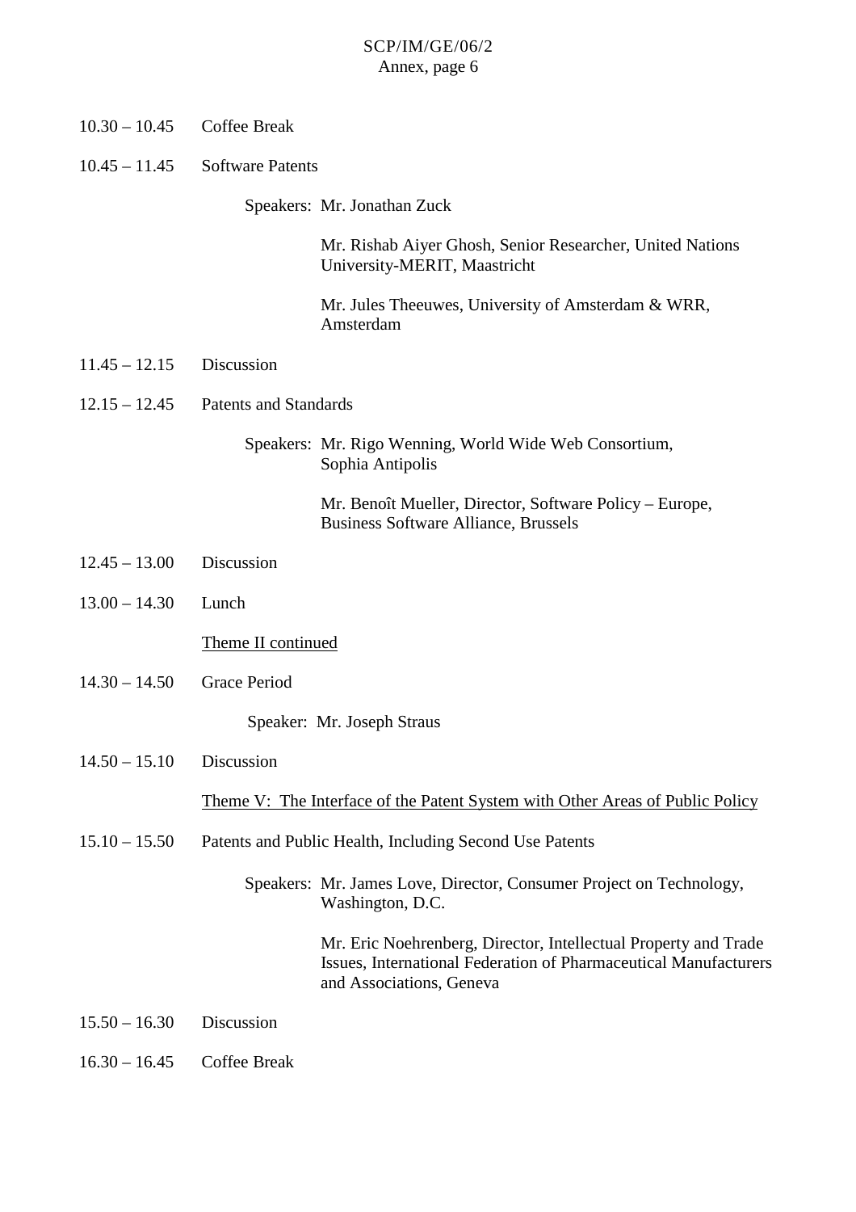10.30 – 10.45 Coffee Break

10.45 – 11.45 Software Patents

Speakers: Mr. Jonathan Zuck

Mr. Rishab Aiyer Ghosh, Senior Researcher, United Nations University-MERIT, Maastricht

Mr. Jules Theeuwes, University of Amsterdam & WRR, Amsterdam

11.45 – 12.15 Discussion

12.15 – 12.45 Patents and Standards

Speakers: Mr. Rigo Wenning, World Wide Web Consortium, Sophia Antipolis

Mr. Benoît Mueller, Director, Software Policy – Europe, Business Software Alliance, Brussels

12.45 – 13.00 Discussion

13.00 – 14.30 Lunch

<u>Theme II continued</u>

14.30 – 14.50 Grace Period

Speaker: Mr. Joseph Straus

14.50 – 15.10 Discussion

<u>Theme V: The Interface of the Patent System with Other Areas of Public Policy</u>

15.10 – 15.50 Patents and Public Health, Including Second Use Patents

Speakers: Mr. James Love, Director, Consumer Project on Technology, Washington, D.C.

Mr. Eric Noehrenberg, Director, Intellectual Property and Trade Issues, International Federation of Pharmaceutical Manufacturers and Associations, Geneva

15.50 – 16.30 Discussion

16.30 – 16.45 Coffee Break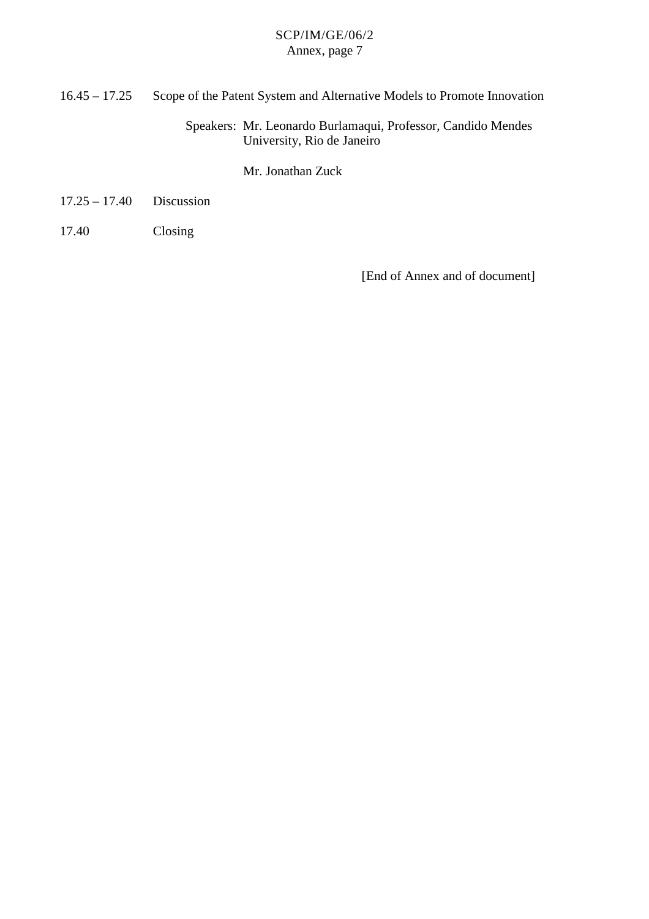16.45 – 17.25 Scope of the Patent System and Alternative Models to Promote Innovation

Speakers: Mr. Leonardo Burlamaqui, Professor, Candido Mendes University, Rio de Janeiro

Mr. Jonathan Zuck

17.25 – 17.40 Discussion

17.40 Closing

[End of Annex and of document]